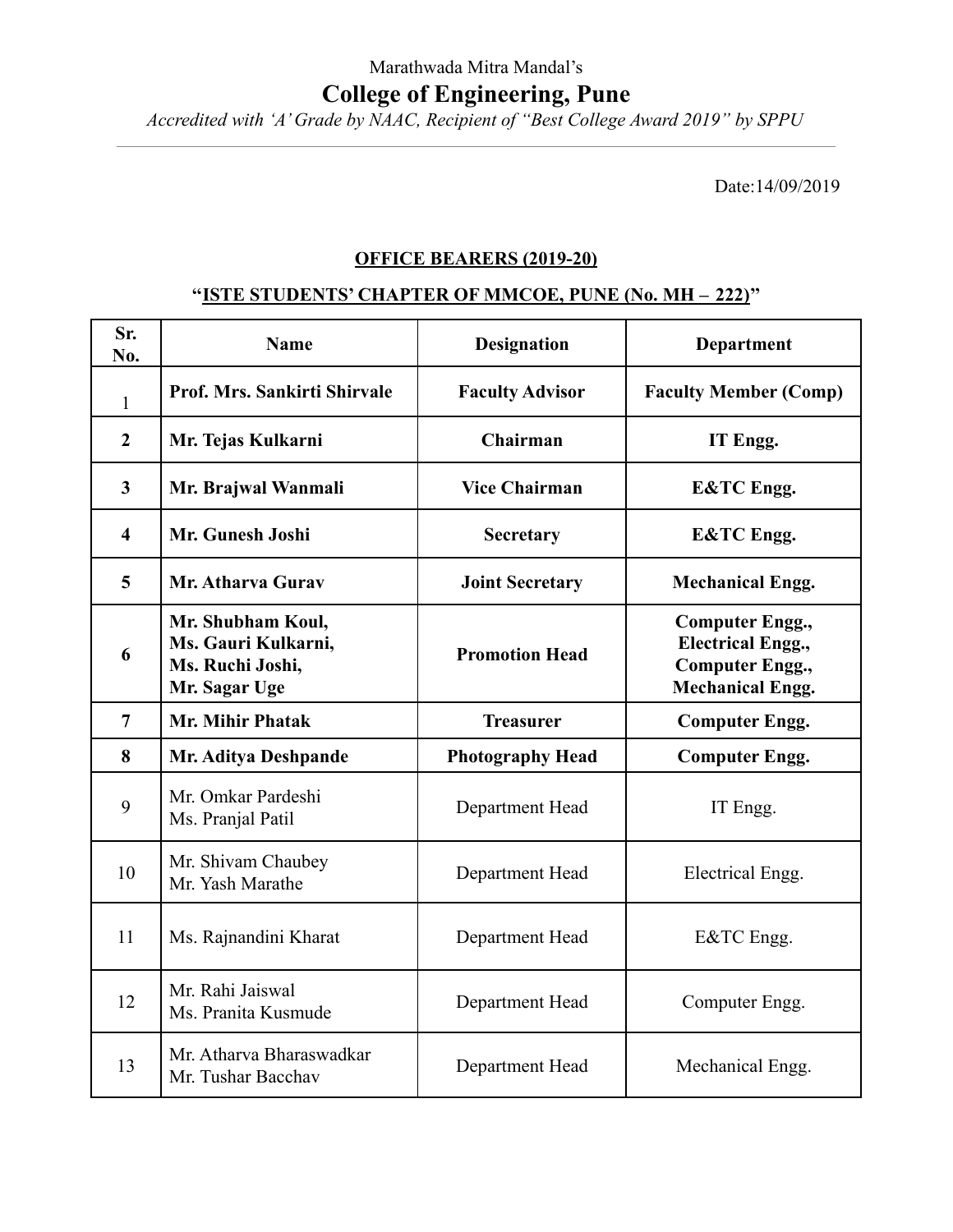Marathwada Mitra Mandal's

# College of Engineering, Pune

*Accredited with 'A' Grade by NAAC, Recipient of "Best College Award 2019" by SPPU*

---

Date:14/09/2019

## OFFICE BEARERS (2019-20)

## "ISTE STUDENTS' CHAPTER OF MMCOE, PUNE (No. MH – 222)"

| Sr. No. | Name | Designation | Department |
|---|---|---|---|
| 1 | **Prof. Mrs. Sankirti Shirvale** | **Faculty Advisor** | **Faculty Member (Comp)** |
| **2** | **Mr. Tejas Kulkarni** | **Chairman** | **IT Engg.** |
| **3** | **Mr. Brajwal Wanmali** | **Vice Chairman** | **E&TC Engg.** |
| **4** | **Mr. Gunesh Joshi** | **Secretary** | **E&TC Engg.** |
| **5** | **Mr. Atharva Gurav** | **Joint Secretary** | **Mechanical Engg.** |
| **6** | **Mr. Shubham Koul,<br>Ms. Gauri Kulkarni,<br>Ms. Ruchi Joshi,<br>Mr. Sagar Uge** | **Promotion Head** | **Computer Engg.,<br>Electrical Engg.,<br>Computer Engg.,<br>Mechanical Engg.** |
| **7** | **Mr. Mihir Phatak** | **Treasurer** | **Computer Engg.** |
| **8** | **Mr. Aditya Deshpande** | **Photography Head** | **Computer Engg.** |
| 9 | Mr. Omkar Pardeshi<br>Ms. Pranjal Patil | Department Head | IT Engg. |
| 10 | Mr. Shivam Chaubey<br>Mr. Yash Marathe | Department Head | Electrical Engg. |
| 11 | Ms. Rajnandini Kharat | Department Head | E&TC Engg. |
| 12 | Mr. Rahi Jaiswal<br>Ms. Pranita Kusmude | Department Head | Computer Engg. |
| 13 | Mr. Atharva Bharaswadkar<br>Mr. Tushar Bacchav | Department Head | Mechanical Engg. |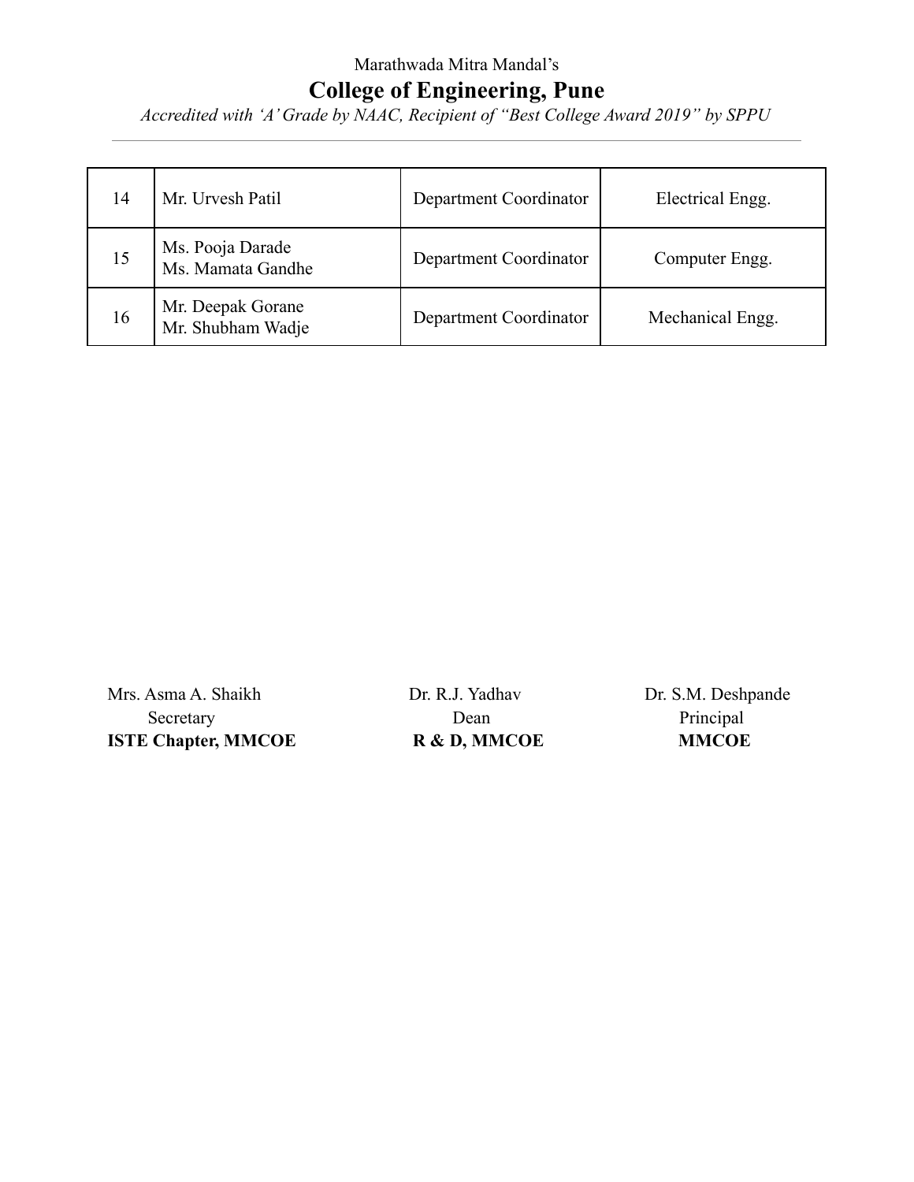| | | | |
|---|---|---|---|
| 14 | Mr. Urvesh Patil | Department Coordinator | Electrical Engg. |
| 15 | Ms. Pooja Darade<br>Ms. Mamata Gandhe | Department Coordinator | Computer Engg. |
| 16 | Mr. Deepak Gorane<br>Mr. Shubham Wadje | Department Coordinator | Mechanical Engg. |

Mrs. Asma A. Shaikh
Secretary
**ISTE Chapter, MMCOE**

Dr. R.J. Yadhav
Dean
**R & D, MMCOE**

Dr. S.M. Deshpande
Principal
**MMCOE**